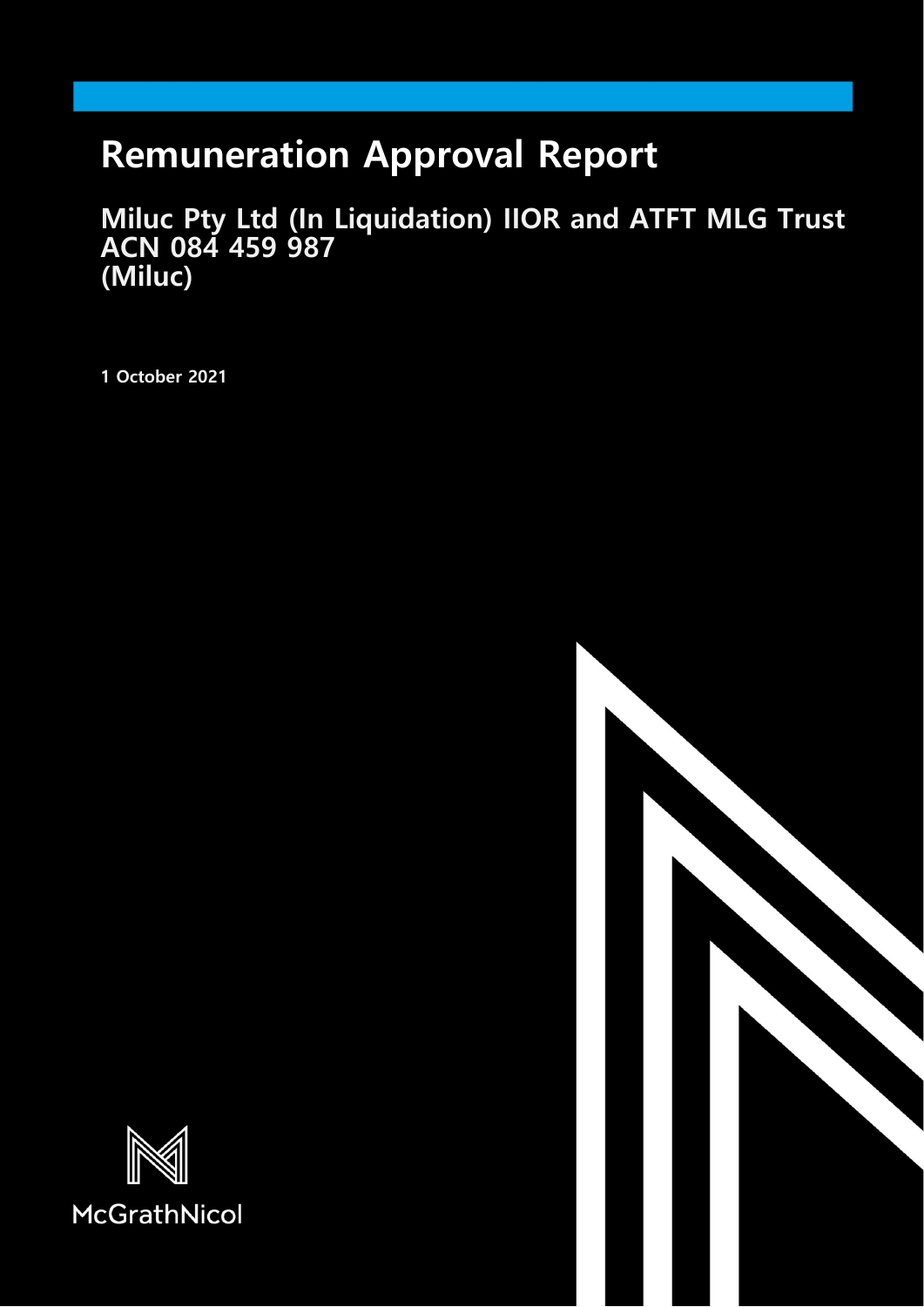# Remuneration Approval Report

## Miluc Pty Ltd (In Liquidation) IIOR and ATFT MLG Trust ACN 084 459 987 (Miluc)

**1 October 2021**

McGrathNicol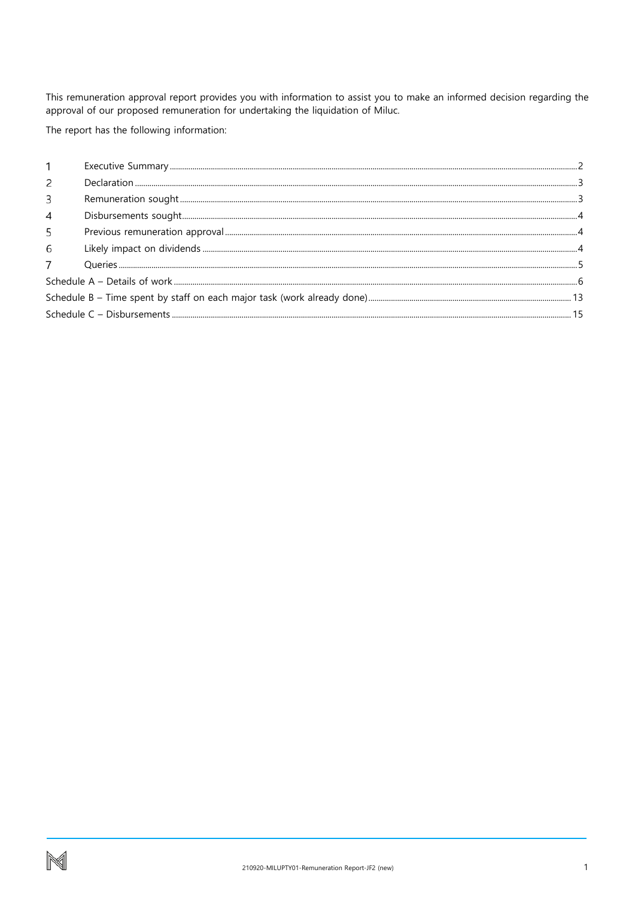This remuneration approval report provides you with information to assist you to make an informed decision regarding the approval of our proposed remuneration for undertaking the liquidation of Miluc.

The report has the following information:

| | | |
|---|---|---|
| 1 | Executive Summary | 2 |
| 2 | Declaration | 3 |
| 3 | Remuneration sought | 3 |
| 4 | Disbursements sought | 4 |
| 5 | Previous remuneration approval | 4 |
| 6 | Likely impact on dividends | 4 |
| 7 | Queries | 5 |
| Schedule A – Details of work | | 6 |
| Schedule B – Time spent by staff on each major task (work already done) | | 13 |
| Schedule C – Disbursements | | 15 |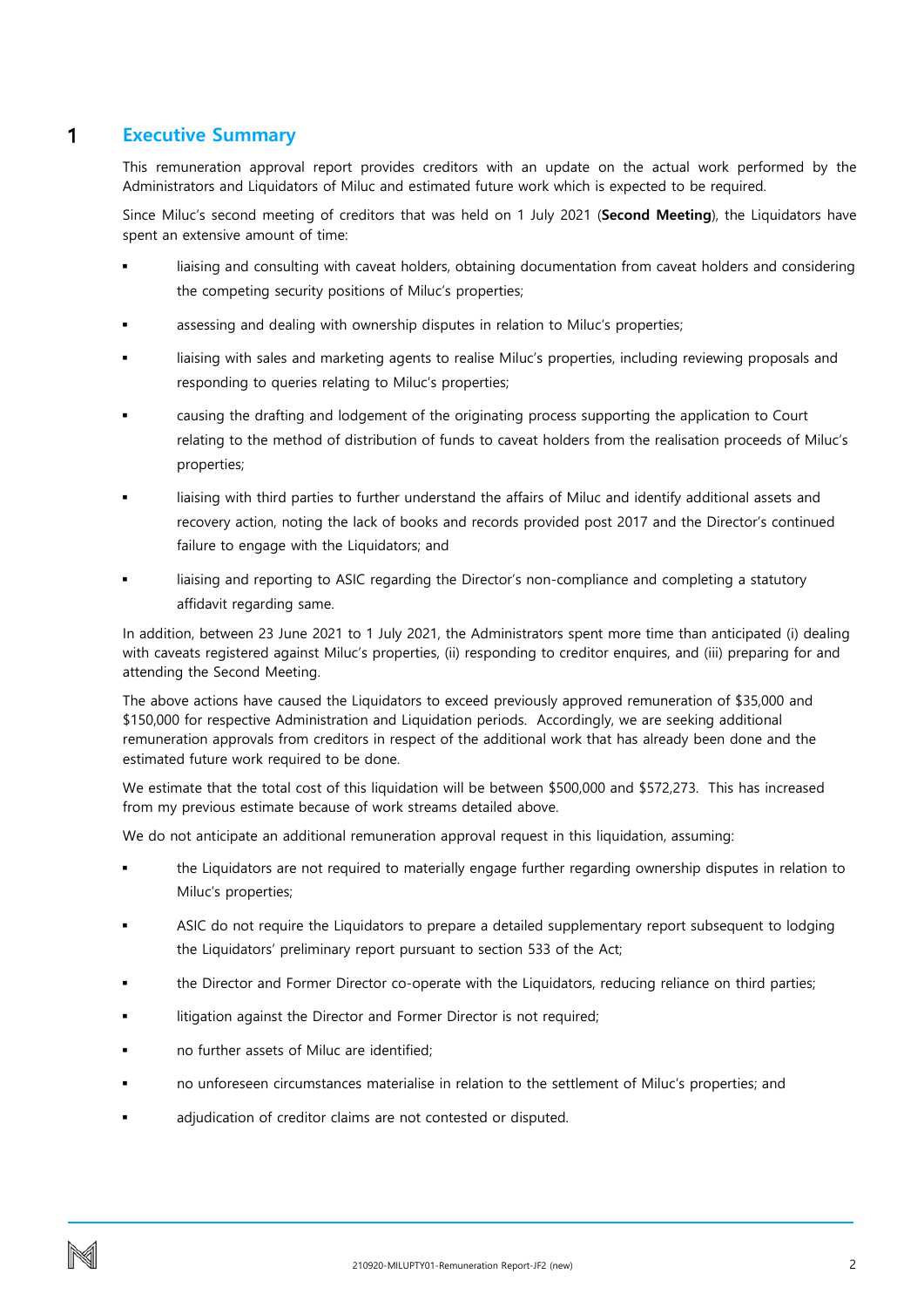# 1 Executive Summary

This remuneration approval report provides creditors with an update on the actual work performed by the Administrators and Liquidators of Miluc and estimated future work which is expected to be required.

Since Miluc's second meeting of creditors that was held on 1 July 2021 (**Second Meeting**), the Liquidators have spent an extensive amount of time:

- liaising and consulting with caveat holders, obtaining documentation from caveat holders and considering the competing security positions of Miluc's properties;
- assessing and dealing with ownership disputes in relation to Miluc's properties;
- liaising with sales and marketing agents to realise Miluc's properties, including reviewing proposals and responding to queries relating to Miluc's properties;
- causing the drafting and lodgement of the originating process supporting the application to Court relating to the method of distribution of funds to caveat holders from the realisation proceeds of Miluc's properties;
- liaising with third parties to further understand the affairs of Miluc and identify additional assets and recovery action, noting the lack of books and records provided post 2017 and the Director's continued failure to engage with the Liquidators; and
- liaising and reporting to ASIC regarding the Director's non-compliance and completing a statutory affidavit regarding same.

In addition, between 23 June 2021 to 1 July 2021, the Administrators spent more time than anticipated (i) dealing with caveats registered against Miluc's properties, (ii) responding to creditor enquires, and (iii) preparing for and attending the Second Meeting.

The above actions have caused the Liquidators to exceed previously approved remuneration of $35,000 and $150,000 for respective Administration and Liquidation periods. Accordingly, we are seeking additional remuneration approvals from creditors in respect of the additional work that has already been done and the estimated future work required to be done.

We estimate that the total cost of this liquidation will be between $500,000 and $572,273. This has increased from my previous estimate because of work streams detailed above.

We do not anticipate an additional remuneration approval request in this liquidation, assuming:

- the Liquidators are not required to materially engage further regarding ownership disputes in relation to Miluc's properties;
- ASIC do not require the Liquidators to prepare a detailed supplementary report subsequent to lodging the Liquidators' preliminary report pursuant to section 533 of the Act;
- the Director and Former Director co-operate with the Liquidators, reducing reliance on third parties;
- litigation against the Director and Former Director is not required;
- no further assets of Miluc are identified;
- no unforeseen circumstances materialise in relation to the settlement of Miluc's properties; and
- adjudication of creditor claims are not contested or disputed.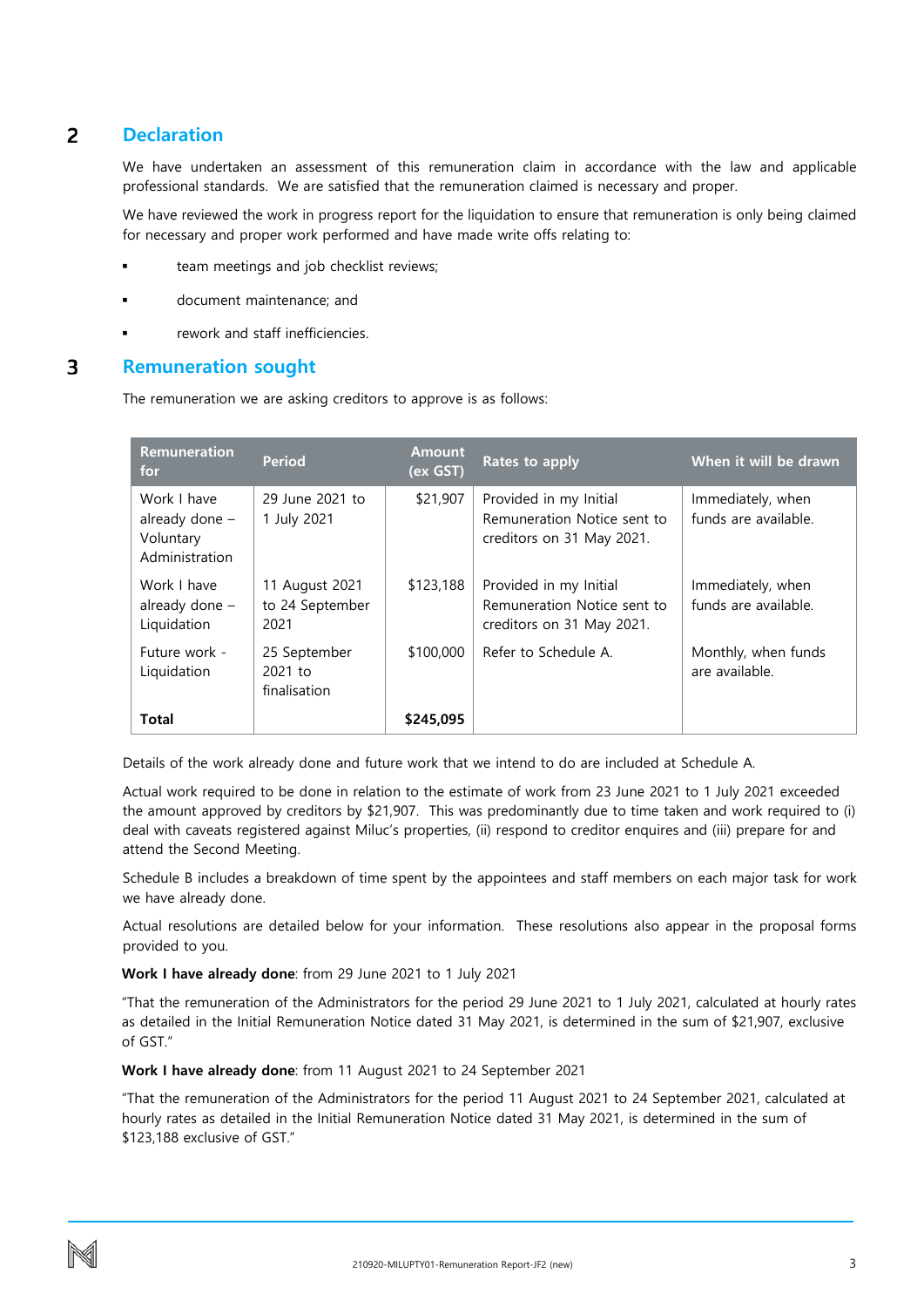## 2 Declaration

We have undertaken an assessment of this remuneration claim in accordance with the law and applicable professional standards. We are satisfied that the remuneration claimed is necessary and proper.

We have reviewed the work in progress report for the liquidation to ensure that remuneration is only being claimed for necessary and proper work performed and have made write offs relating to:

- team meetings and job checklist reviews;
- document maintenance; and
- rework and staff inefficiencies.

## 3 Remuneration sought

The remuneration we are asking creditors to approve is as follows:

| Remuneration for | Period | Amount (ex GST) | Rates to apply | When it will be drawn |
|---|---|---|---|---|
| Work I have already done – Voluntary Administration | 29 June 2021 to 1 July 2021 | $21,907 | Provided in my Initial Remuneration Notice sent to creditors on 31 May 2021. | Immediately, when funds are available. |
| Work I have already done – Liquidation | 11 August 2021 to 24 September 2021 | $123,188 | Provided in my Initial Remuneration Notice sent to creditors on 31 May 2021. | Immediately, when funds are available. |
| Future work - Liquidation | 25 September 2021 to finalisation | $100,000 | Refer to Schedule A. | Monthly, when funds are available. |
| **Total** | | **$245,095** | | |

Details of the work already done and future work that we intend to do are included at Schedule A.

Actual work required to be done in relation to the estimate of work from 23 June 2021 to 1 July 2021 exceeded the amount approved by creditors by $21,907. This was predominantly due to time taken and work required to (i) deal with caveats registered against Miluc's properties, (ii) respond to creditor enquires and (iii) prepare for and attend the Second Meeting.

Schedule B includes a breakdown of time spent by the appointees and staff members on each major task for work we have already done.

Actual resolutions are detailed below for your information. These resolutions also appear in the proposal forms provided to you.

**Work I have already done**: from 29 June 2021 to 1 July 2021

"That the remuneration of the Administrators for the period 29 June 2021 to 1 July 2021, calculated at hourly rates as detailed in the Initial Remuneration Notice dated 31 May 2021, is determined in the sum of $21,907, exclusive of GST."

**Work I have already done**: from 11 August 2021 to 24 September 2021

"That the remuneration of the Administrators for the period 11 August 2021 to 24 September 2021, calculated at hourly rates as detailed in the Initial Remuneration Notice dated 31 May 2021, is determined in the sum of $123,188 exclusive of GST."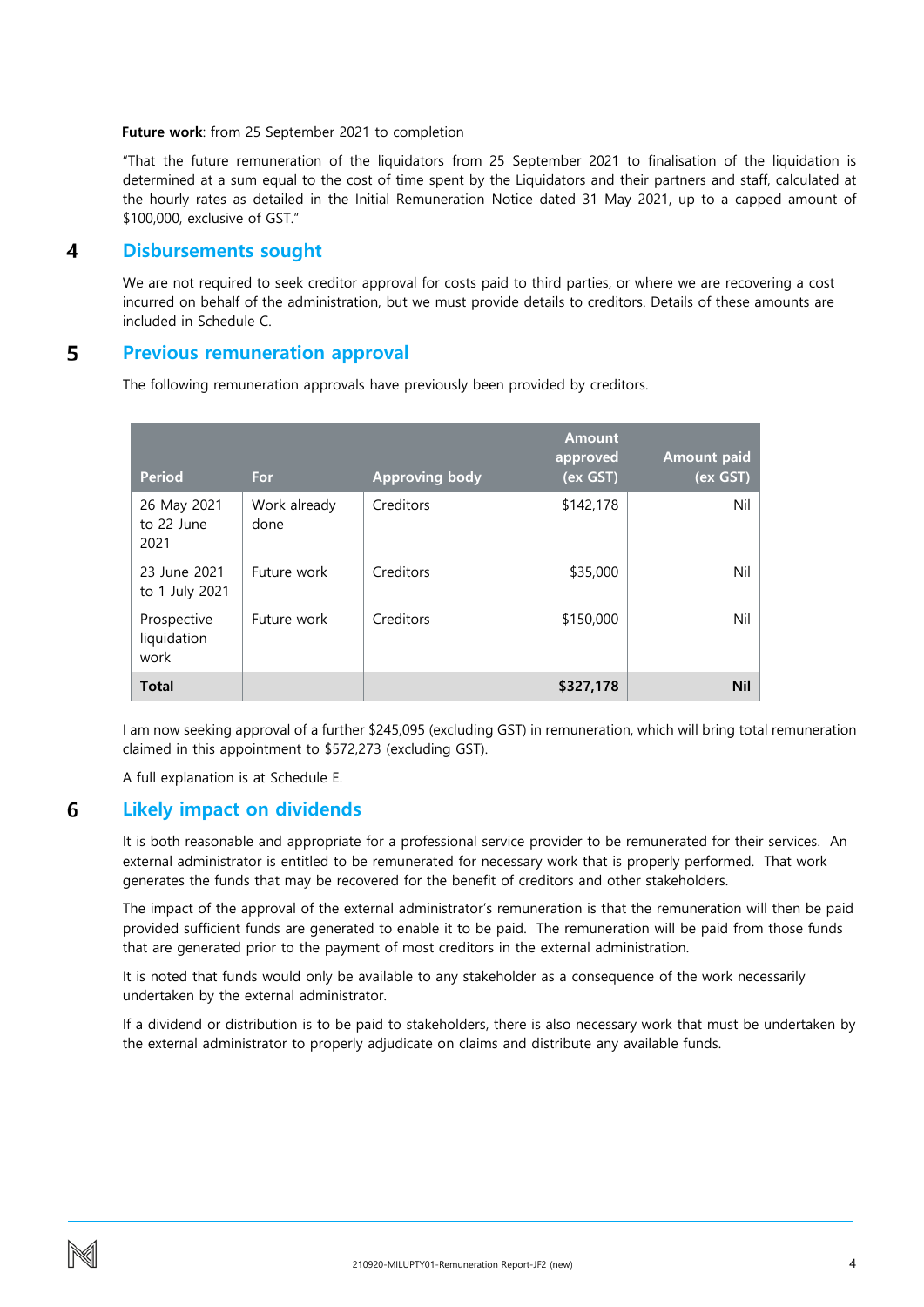**Future work**: from 25 September 2021 to completion

"That the future remuneration of the liquidators from 25 September 2021 to finalisation of the liquidation is determined at a sum equal to the cost of time spent by the Liquidators and their partners and staff, calculated at the hourly rates as detailed in the Initial Remuneration Notice dated 31 May 2021, up to a capped amount of $100,000, exclusive of GST."

## 4 Disbursements sought

We are not required to seek creditor approval for costs paid to third parties, or where we are recovering a cost incurred on behalf of the administration, but we must provide details to creditors. Details of these amounts are included in Schedule C.

## 5 Previous remuneration approval

The following remuneration approvals have previously been provided by creditors.

| Period | For | Approving body | Amount approved (ex GST) | Amount paid (ex GST) |
|---|---|---|---|---|
| 26 May 2021 to 22 June 2021 | Work already done | Creditors | $142,178 | Nil |
| 23 June 2021 to 1 July 2021 | Future work | Creditors | $35,000 | Nil |
| Prospective liquidation work | Future work | Creditors | $150,000 | Nil |
| **Total** | | | **$327,178** | **Nil** |

I am now seeking approval of a further $245,095 (excluding GST) in remuneration, which will bring total remuneration claimed in this appointment to $572,273 (excluding GST).

A full explanation is at Schedule E.

## 6 Likely impact on dividends

It is both reasonable and appropriate for a professional service provider to be remunerated for their services. An external administrator is entitled to be remunerated for necessary work that is properly performed. That work generates the funds that may be recovered for the benefit of creditors and other stakeholders.

The impact of the approval of the external administrator's remuneration is that the remuneration will then be paid provided sufficient funds are generated to enable it to be paid. The remuneration will be paid from those funds that are generated prior to the payment of most creditors in the external administration.

It is noted that funds would only be available to any stakeholder as a consequence of the work necessarily undertaken by the external administrator.

If a dividend or distribution is to be paid to stakeholders, there is also necessary work that must be undertaken by the external administrator to properly adjudicate on claims and distribute any available funds.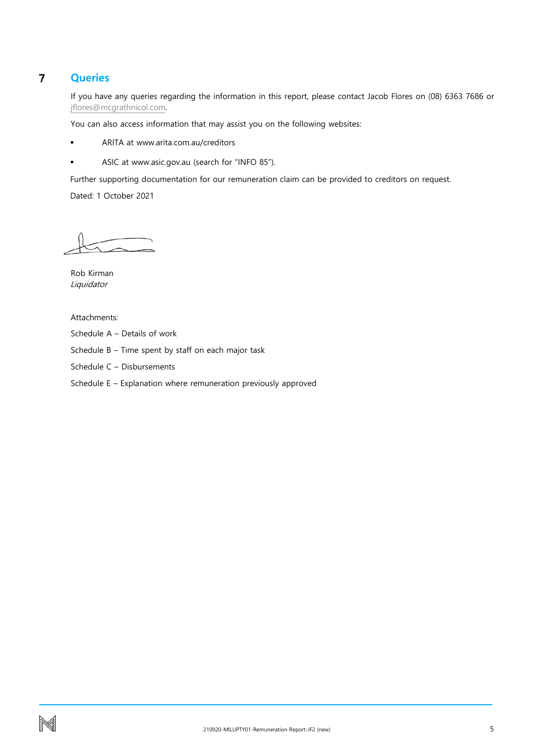## 7 Queries

If you have any queries regarding the information in this report, please contact Jacob Flores on (08) 6363 7686 or jflores@mcgrathnicol.com.

You can also access information that may assist you on the following websites:

- ARITA at www.arita.com.au/creditors
- ASIC at www.asic.gov.au (search for "INFO 85").

Further supporting documentation for our remuneration claim can be provided to creditors on request.

Dated: 1 October 2021

Rob Kirman
*Liquidator*

Attachments:

Schedule A – Details of work

Schedule B – Time spent by staff on each major task

Schedule C – Disbursements

Schedule E – Explanation where remuneration previously approved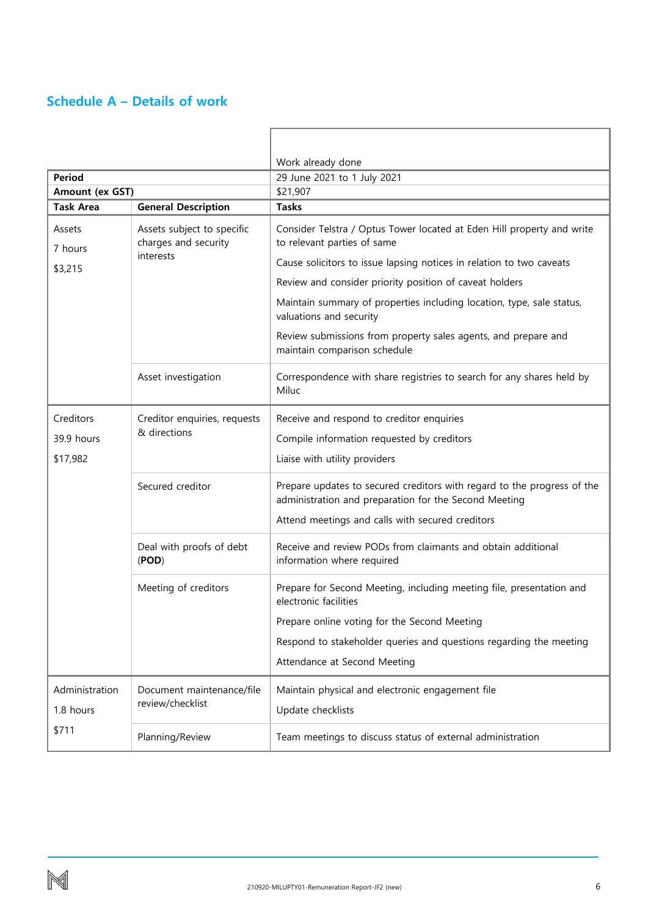## Schedule A – Details of work

| | | Work already done |
|---|---|---|
| **Period** | | 29 June 2021 to 1 July 2021 |
| **Amount (ex GST)** | | $21,907 |
| **Task Area** | **General Description** | **Tasks** |
| Assets<br>7 hours<br>$3,215 | Assets subject to specific charges and security interests | Consider Telstra / Optus Tower located at Eden Hill property and write to relevant parties of same<br>Cause solicitors to issue lapsing notices in relation to two caveats<br>Review and consider priority position of caveat holders<br>Maintain summary of properties including location, type, sale status, valuations and security<br>Review submissions from property sales agents, and prepare and maintain comparison schedule |
| | Asset investigation | Correspondence with share registries to search for any shares held by Miluc |
| Creditors<br>39.9 hours<br>$17,982 | Creditor enquiries, requests & directions | Receive and respond to creditor enquiries<br>Compile information requested by creditors<br>Liaise with utility providers |
| | Secured creditor | Prepare updates to secured creditors with regard to the progress of the administration and preparation for the Second Meeting<br>Attend meetings and calls with secured creditors |
| | Deal with proofs of debt (**POD**) | Receive and review PODs from claimants and obtain additional information where required |
| | Meeting of creditors | Prepare for Second Meeting, including meeting file, presentation and electronic facilities<br>Prepare online voting for the Second Meeting<br>Respond to stakeholder queries and questions regarding the meeting<br>Attendance at Second Meeting |
| Administration<br>1.8 hours<br>$711 | Document maintenance/file review/checklist | Maintain physical and electronic engagement file<br>Update checklists |
| | Planning/Review | Team meetings to discuss status of external administration |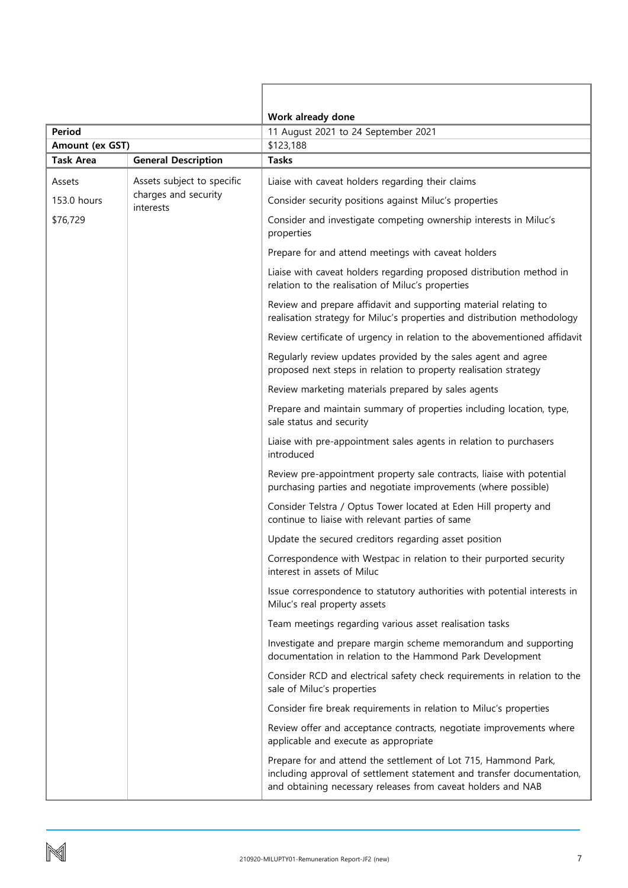| | | Work already done |
|---|---|---|
| **Period** | | 11 August 2021 to 24 September 2021 |
| **Amount (ex GST)** | | $123,188 |
| **Task Area** | **General Description** | **Tasks** |
| Assets<br>153.0 hours<br>$76,729 | Assets subject to specific charges and security interests | Liaise with caveat holders regarding their claims |
| | | Consider security positions against Miluc's properties |
| | | Consider and investigate competing ownership interests in Miluc's properties |
| | | Prepare for and attend meetings with caveat holders |
| | | Liaise with caveat holders regarding proposed distribution method in relation to the realisation of Miluc's properties |
| | | Review and prepare affidavit and supporting material relating to realisation strategy for Miluc's properties and distribution methodology |
| | | Review certificate of urgency in relation to the abovementioned affidavit |
| | | Regularly review updates provided by the sales agent and agree proposed next steps in relation to property realisation strategy |
| | | Review marketing materials prepared by sales agents |
| | | Prepare and maintain summary of properties including location, type, sale status and security |
| | | Liaise with pre-appointment sales agents in relation to purchasers introduced |
| | | Review pre-appointment property sale contracts, liaise with potential purchasing parties and negotiate improvements (where possible) |
| | | Consider Telstra / Optus Tower located at Eden Hill property and continue to liaise with relevant parties of same |
| | | Update the secured creditors regarding asset position |
| | | Correspondence with Westpac in relation to their purported security interest in assets of Miluc |
| | | Issue correspondence to statutory authorities with potential interests in Miluc's real property assets |
| | | Team meetings regarding various asset realisation tasks |
| | | Investigate and prepare margin scheme memorandum and supporting documentation in relation to the Hammond Park Development |
| | | Consider RCD and electrical safety check requirements in relation to the sale of Miluc's properties |
| | | Consider fire break requirements in relation to Miluc's properties |
| | | Review offer and acceptance contracts, negotiate improvements where applicable and execute as appropriate |
| | | Prepare for and attend the settlement of Lot 715, Hammond Park, including approval of settlement statement and transfer documentation, and obtaining necessary releases from caveat holders and NAB |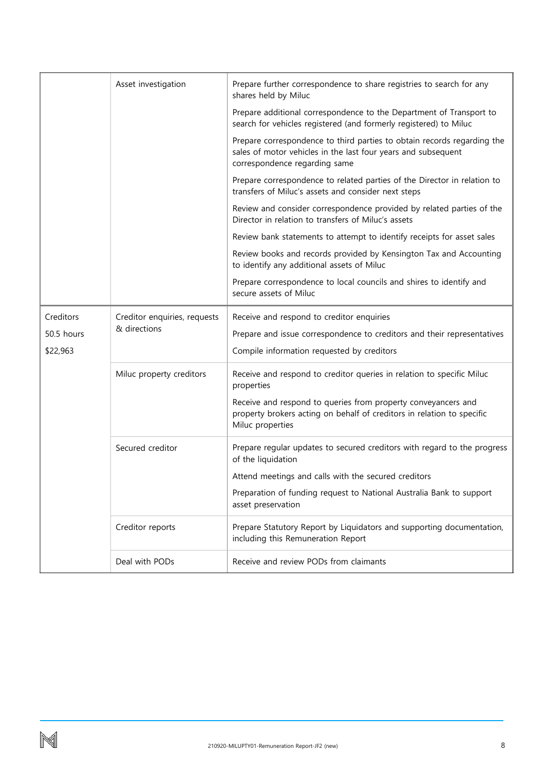| | | |
|---|---|---|
| | Asset investigation | Prepare further correspondence to share registries to search for any shares held by Miluc |
| | | Prepare additional correspondence to the Department of Transport to search for vehicles registered (and formerly registered) to Miluc |
| | | Prepare correspondence to third parties to obtain records regarding the sales of motor vehicles in the last four years and subsequent correspondence regarding same |
| | | Prepare correspondence to related parties of the Director in relation to transfers of Miluc's assets and consider next steps |
| | | Review and consider correspondence provided by related parties of the Director in relation to transfers of Miluc's assets |
| | | Review bank statements to attempt to identify receipts for asset sales |
| | | Review books and records provided by Kensington Tax and Accounting to identify any additional assets of Miluc |
| | | Prepare correspondence to local councils and shires to identify and secure assets of Miluc |
| Creditors<br>50.5 hours<br>$22,963 | Creditor enquiries, requests & directions | Receive and respond to creditor enquiries |
| | | Prepare and issue correspondence to creditors and their representatives |
| | | Compile information requested by creditors |
| | Miluc property creditors | Receive and respond to creditor queries in relation to specific Miluc properties |
| | | Receive and respond to queries from property conveyancers and property brokers acting on behalf of creditors in relation to specific Miluc properties |
| | Secured creditor | Prepare regular updates to secured creditors with regard to the progress of the liquidation |
| | | Attend meetings and calls with the secured creditors |
| | | Preparation of funding request to National Australia Bank to support asset preservation |
| | Creditor reports | Prepare Statutory Report by Liquidators and supporting documentation, including this Remuneration Report |
| | Deal with PODs | Receive and review PODs from claimants |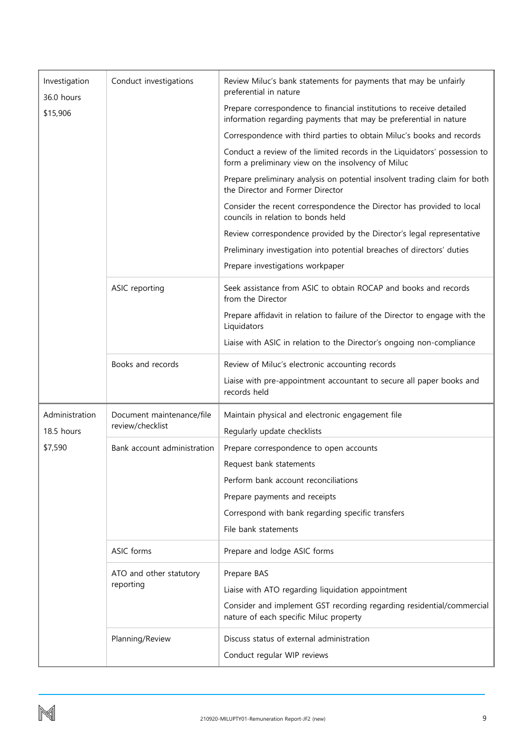| | | |
|---|---|---|
| Investigation<br>36.0 hours<br>$15,906 | Conduct investigations | Review Miluc's bank statements for payments that may be unfairly preferential in nature<br>Prepare correspondence to financial institutions to receive detailed information regarding payments that may be preferential in nature<br>Correspondence with third parties to obtain Miluc's books and records<br>Conduct a review of the limited records in the Liquidators' possession to form a preliminary view on the insolvency of Miluc<br>Prepare preliminary analysis on potential insolvent trading claim for both the Director and Former Director<br>Consider the recent correspondence the Director has provided to local councils in relation to bonds held<br>Review correspondence provided by the Director's legal representative<br>Preliminary investigation into potential breaches of directors' duties<br>Prepare investigations workpaper |
| | ASIC reporting | Seek assistance from ASIC to obtain ROCAP and books and records from the Director<br>Prepare affidavit in relation to failure of the Director to engage with the Liquidators<br>Liaise with ASIC in relation to the Director's ongoing non-compliance |
| | Books and records | Review of Miluc's electronic accounting records<br>Liaise with pre-appointment accountant to secure all paper books and records held |
| Administration<br>18.5 hours<br>$7,590 | Document maintenance/file review/checklist | Maintain physical and electronic engagement file<br>Regularly update checklists |
| | Bank account administration | Prepare correspondence to open accounts<br>Request bank statements<br>Perform bank account reconciliations<br>Prepare payments and receipts<br>Correspond with bank regarding specific transfers<br>File bank statements |
| | ASIC forms | Prepare and lodge ASIC forms |
| | ATO and other statutory reporting | Prepare BAS<br>Liaise with ATO regarding liquidation appointment<br>Consider and implement GST recording regarding residential/commercial nature of each specific Miluc property |
| | Planning/Review | Discuss status of external administration<br>Conduct regular WIP reviews |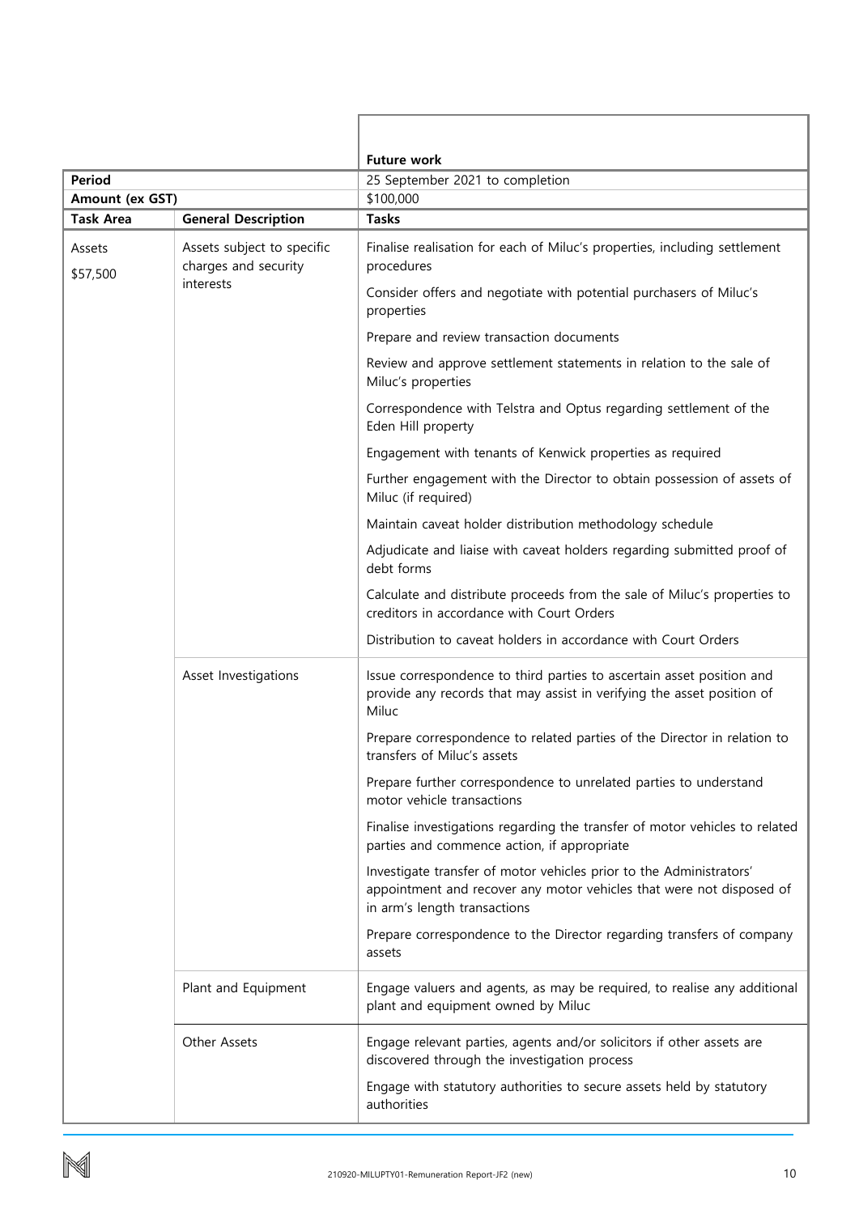| | | Future work |
|---|---|---|
| **Period** | | 25 September 2021 to completion |
| **Amount (ex GST)** | | $100,000 |
| **Task Area** | **General Description** | **Tasks** |
| Assets<br>$57,500 | Assets subject to specific charges and security interests | Finalise realisation for each of Miluc's properties, including settlement procedures |
| | | Consider offers and negotiate with potential purchasers of Miluc's properties |
| | | Prepare and review transaction documents |
| | | Review and approve settlement statements in relation to the sale of Miluc's properties |
| | | Correspondence with Telstra and Optus regarding settlement of the Eden Hill property |
| | | Engagement with tenants of Kenwick properties as required |
| | | Further engagement with the Director to obtain possession of assets of Miluc (if required) |
| | | Maintain caveat holder distribution methodology schedule |
| | | Adjudicate and liaise with caveat holders regarding submitted proof of debt forms |
| | | Calculate and distribute proceeds from the sale of Miluc's properties to creditors in accordance with Court Orders |
| | | Distribution to caveat holders in accordance with Court Orders |
| | Asset Investigations | Issue correspondence to third parties to ascertain asset position and provide any records that may assist in verifying the asset position of Miluc |
| | | Prepare correspondence to related parties of the Director in relation to transfers of Miluc's assets |
| | | Prepare further correspondence to unrelated parties to understand motor vehicle transactions |
| | | Finalise investigations regarding the transfer of motor vehicles to related parties and commence action, if appropriate |
| | | Investigate transfer of motor vehicles prior to the Administrators' appointment and recover any motor vehicles that were not disposed of in arm's length transactions |
| | | Prepare correspondence to the Director regarding transfers of company assets |
| | Plant and Equipment | Engage valuers and agents, as may be required, to realise any additional plant and equipment owned by Miluc |
| | Other Assets | Engage relevant parties, agents and/or solicitors if other assets are discovered through the investigation process |
| | | Engage with statutory authorities to secure assets held by statutory authorities |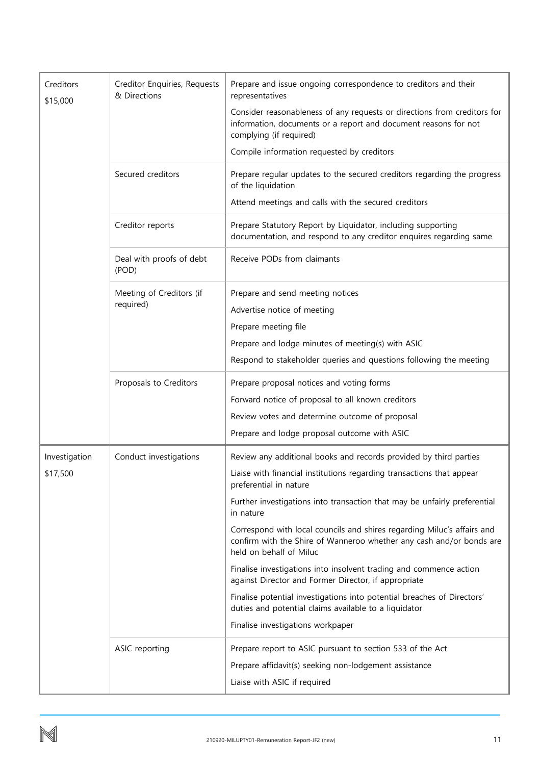| | | |
|---|---|---|
| Creditors<br>$15,000 | Creditor Enquiries, Requests & Directions | Prepare and issue ongoing correspondence to creditors and their representatives<br>Consider reasonableness of any requests or directions from creditors for information, documents or a report and document reasons for not complying (if required)<br>Compile information requested by creditors |
| | Secured creditors | Prepare regular updates to the secured creditors regarding the progress of the liquidation<br>Attend meetings and calls with the secured creditors |
| | Creditor reports | Prepare Statutory Report by Liquidator, including supporting documentation, and respond to any creditor enquires regarding same |
| | Deal with proofs of debt (POD) | Receive PODs from claimants |
| | Meeting of Creditors (if required) | Prepare and send meeting notices<br>Advertise notice of meeting<br>Prepare meeting file<br>Prepare and lodge minutes of meeting(s) with ASIC<br>Respond to stakeholder queries and questions following the meeting |
| | Proposals to Creditors | Prepare proposal notices and voting forms<br>Forward notice of proposal to all known creditors<br>Review votes and determine outcome of proposal<br>Prepare and lodge proposal outcome with ASIC |
| Investigation<br>$17,500 | Conduct investigations | Review any additional books and records provided by third parties<br>Liaise with financial institutions regarding transactions that appear preferential in nature<br>Further investigations into transaction that may be unfairly preferential in nature<br>Correspond with local councils and shires regarding Miluc's affairs and confirm with the Shire of Wanneroo whether any cash and/or bonds are held on behalf of Miluc<br>Finalise investigations into insolvent trading and commence action against Director and Former Director, if appropriate<br>Finalise potential investigations into potential breaches of Directors' duties and potential claims available to a liquidator<br>Finalise investigations workpaper |
| | ASIC reporting | Prepare report to ASIC pursuant to section 533 of the Act<br>Prepare affidavit(s) seeking non-lodgement assistance<br>Liaise with ASIC if required |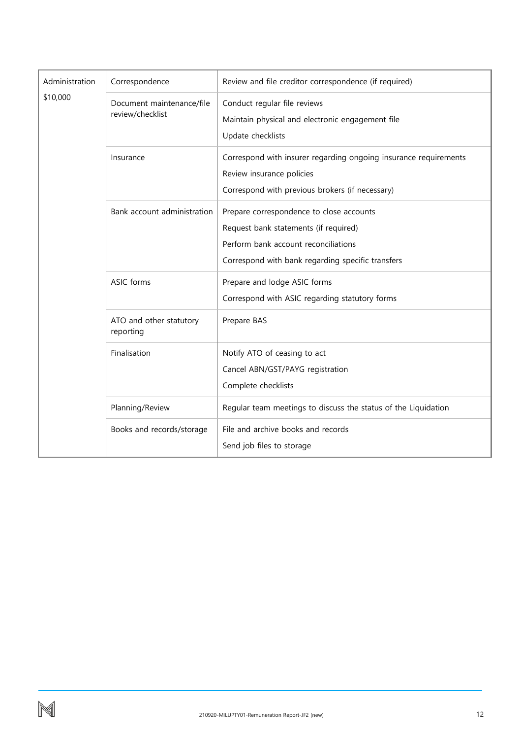| | | |
|---|---|---|
| Administration<br><br>$10,000 | Correspondence | Review and file creditor correspondence (if required) |
| | Document maintenance/file review/checklist | Conduct regular file reviews<br><br>Maintain physical and electronic engagement file<br><br>Update checklists |
| | Insurance | Correspond with insurer regarding ongoing insurance requirements<br><br>Review insurance policies<br><br>Correspond with previous brokers (if necessary) |
| | Bank account administration | Prepare correspondence to close accounts<br><br>Request bank statements (if required)<br><br>Perform bank account reconciliations<br><br>Correspond with bank regarding specific transfers |
| | ASIC forms | Prepare and lodge ASIC forms<br><br>Correspond with ASIC regarding statutory forms |
| | ATO and other statutory reporting | Prepare BAS |
| | Finalisation | Notify ATO of ceasing to act<br><br>Cancel ABN/GST/PAYG registration<br><br>Complete checklists |
| | Planning/Review | Regular team meetings to discuss the status of the Liquidation |
| | Books and records/storage | File and archive books and records<br><br>Send job files to storage |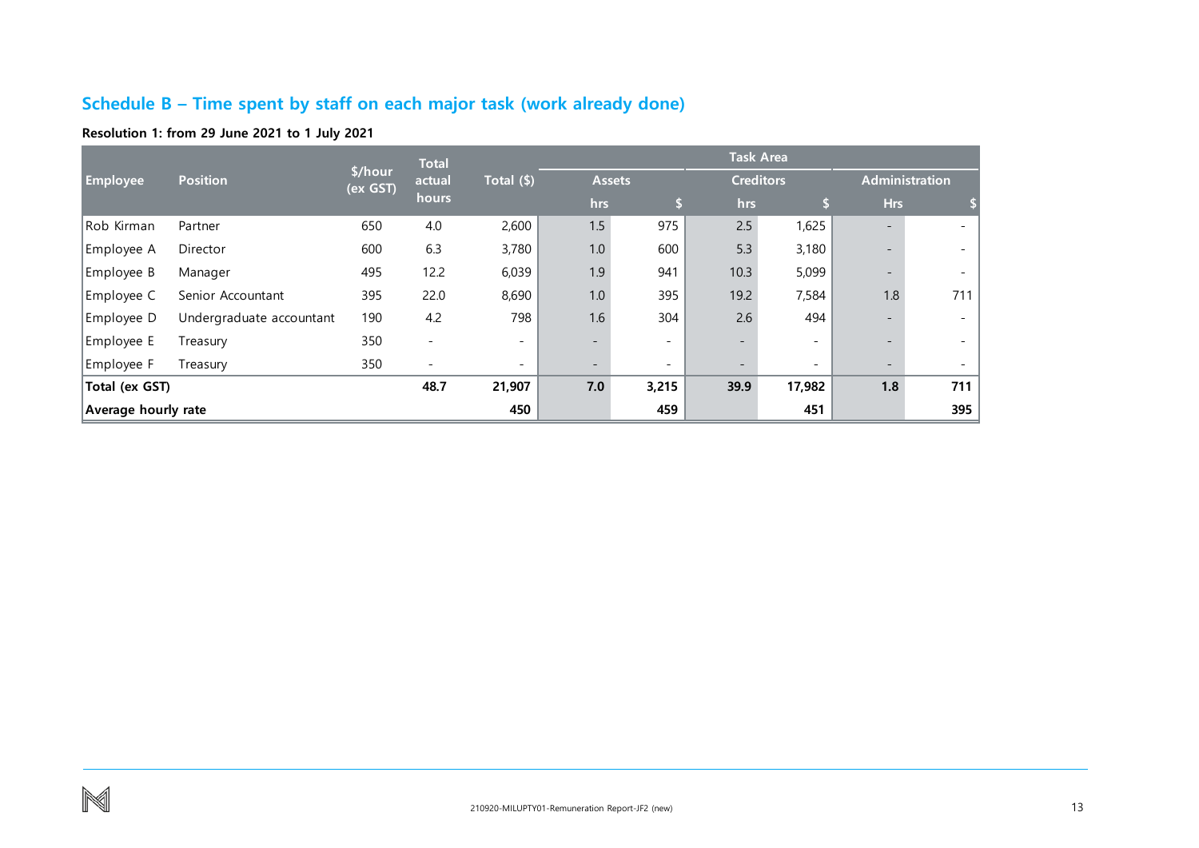## Schedule B – Time spent by staff on each major task (work already done)

**Resolution 1: from 29 June 2021 to 1 July 2021**

| Employee | Position | $/hour (ex GST) | Total actual hours | Total ($) | Task Area | | | | | |
|---|---|---|---|---|---|---|---|---|---|---|
| | | | | | Assets | | Creditors | | Administration | |
| | | | | | hrs | $ | hrs | $ | Hrs | $ |
| Rob Kirman | Partner | 650 | 4.0 | 2,600 | 1.5 | 975 | 2.5 | 1,625 | - | - |
| Employee A | Director | 600 | 6.3 | 3,780 | 1.0 | 600 | 5.3 | 3,180 | - | - |
| Employee B | Manager | 495 | 12.2 | 6,039 | 1.9 | 941 | 10.3 | 5,099 | - | - |
| Employee C | Senior Accountant | 395 | 22.0 | 8,690 | 1.0 | 395 | 19.2 | 7,584 | 1.8 | 711 |
| Employee D | Undergraduate accountant | 190 | 4.2 | 798 | 1.6 | 304 | 2.6 | 494 | - | - |
| Employee E | Treasury | 350 | - | - | - | - | - | - | - | - |
| Employee F | Treasury | 350 | - | - | - | - | - | - | - | - |
| **Total (ex GST)** | | | **48.7** | **21,907** | **7.0** | **3,215** | **39.9** | **17,982** | **1.8** | **711** |
| **Average hourly rate** | | | | **450** | | **459** | | **451** | | **395** |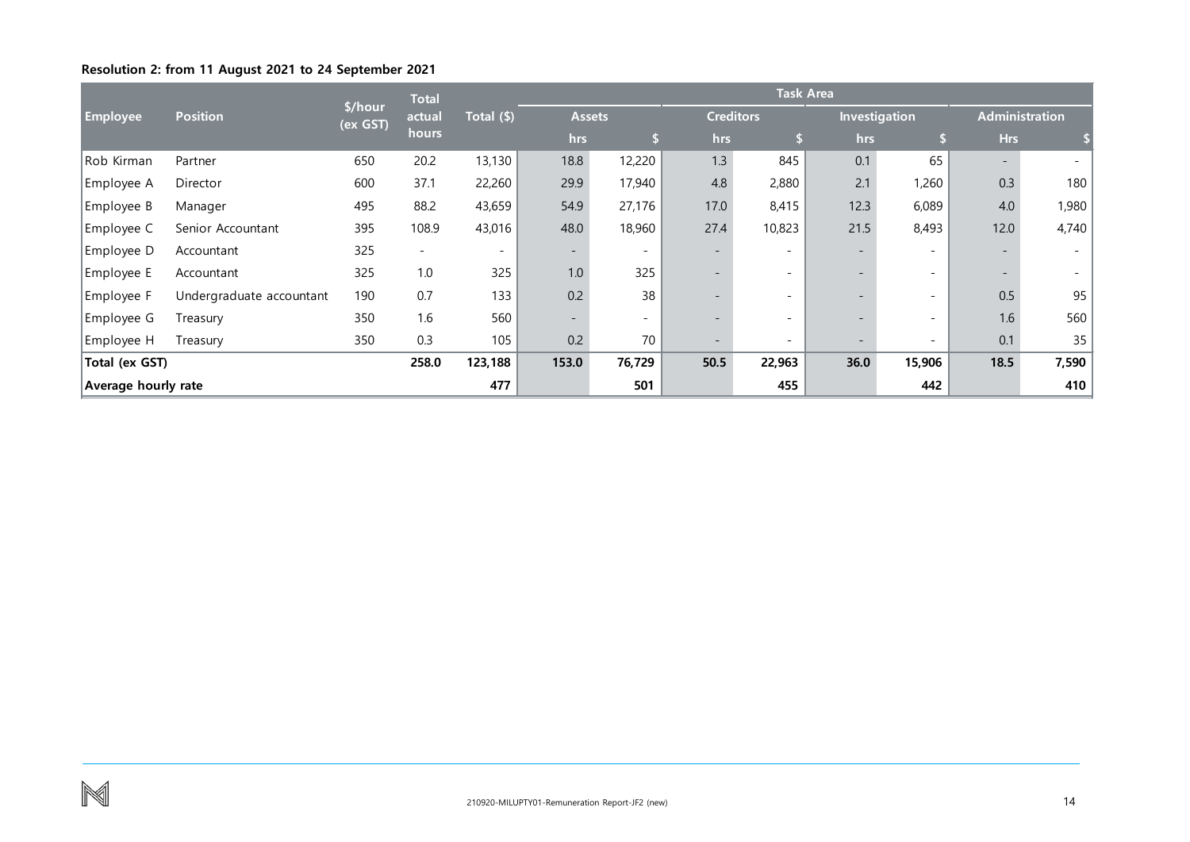**Resolution 2: from 11 August 2021 to 24 September 2021**

| Employee | Position | $/hour (ex GST) | Total actual hours | Total ($) | Task Area | | | | | | | |
|---|---|---|---|---|---|---|---|---|---|---|---|---|
| | | | | | Assets | | Creditors | | Investigation | | Administration | |
| | | | | | hrs | $ | hrs | $ | hrs | $ | Hrs | $ |
| Rob Kirman | Partner | 650 | 20.2 | 13,130 | 18.8 | 12,220 | 1.3 | 845 | 0.1 | 65 | - | - |
| Employee A | Director | 600 | 37.1 | 22,260 | 29.9 | 17,940 | 4.8 | 2,880 | 2.1 | 1,260 | 0.3 | 180 |
| Employee B | Manager | 495 | 88.2 | 43,659 | 54.9 | 27,176 | 17.0 | 8,415 | 12.3 | 6,089 | 4.0 | 1,980 |
| Employee C | Senior Accountant | 395 | 108.9 | 43,016 | 48.0 | 18,960 | 27.4 | 10,823 | 21.5 | 8,493 | 12.0 | 4,740 |
| Employee D | Accountant | 325 | - | - | - | - | - | - | - | - | - | - |
| Employee E | Accountant | 325 | 1.0 | 325 | 1.0 | 325 | - | - | - | - | - | - |
| Employee F | Undergraduate accountant | 190 | 0.7 | 133 | 0.2 | 38 | - | - | - | - | 0.5 | 95 |
| Employee G | Treasury | 350 | 1.6 | 560 | - | - | - | - | - | - | 1.6 | 560 |
| Employee H | Treasury | 350 | 0.3 | 105 | 0.2 | 70 | - | - | - | - | 0.1 | 35 |
| **Total (ex GST)** | | | **258.0** | **123,188** | **153.0** | **76,729** | **50.5** | **22,963** | **36.0** | **15,906** | **18.5** | **7,590** |
| **Average hourly rate** | | | | **477** | | **501** | | **455** | | **442** | | **410** |

210920-MILUPTY01-Remuneration Report-JF2 (new)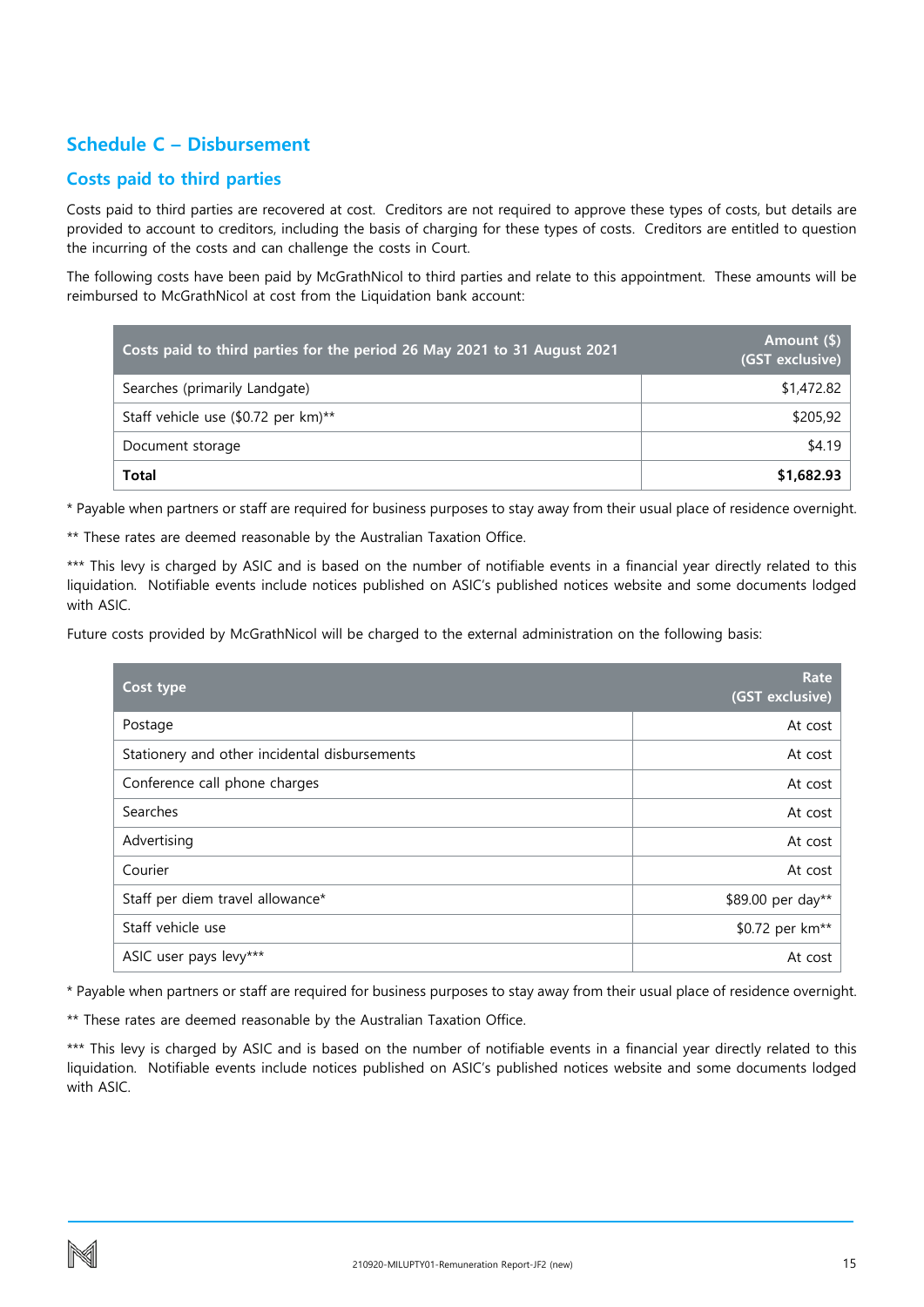## Schedule C – Disbursement

### Costs paid to third parties

Costs paid to third parties are recovered at cost. Creditors are not required to approve these types of costs, but details are provided to account to creditors, including the basis of charging for these types of costs. Creditors are entitled to question the incurring of the costs and can challenge the costs in Court.

The following costs have been paid by McGrathNicol to third parties and relate to this appointment. These amounts will be reimbursed to McGrathNicol at cost from the Liquidation bank account:

| Costs paid to third parties for the period 26 May 2021 to 31 August 2021 | Amount ($) (GST exclusive) |
|---|---|
| Searches (primarily Landgate) | $1,472.82 |
| Staff vehicle use ($0.72 per km)** | $205,92 |
| Document storage | $4.19 |
| **Total** | **$1,682.93** |

\* Payable when partners or staff are required for business purposes to stay away from their usual place of residence overnight.

** These rates are deemed reasonable by the Australian Taxation Office.

*** This levy is charged by ASIC and is based on the number of notifiable events in a financial year directly related to this liquidation. Notifiable events include notices published on ASIC's published notices website and some documents lodged with ASIC.

Future costs provided by McGrathNicol will be charged to the external administration on the following basis:

| Cost type | Rate (GST exclusive) |
|---|---|
| Postage | At cost |
| Stationery and other incidental disbursements | At cost |
| Conference call phone charges | At cost |
| Searches | At cost |
| Advertising | At cost |
| Courier | At cost |
| Staff per diem travel allowance* | $89.00 per day** |
| Staff vehicle use | $0.72 per km** |
| ASIC user pays levy*** | At cost |

\* Payable when partners or staff are required for business purposes to stay away from their usual place of residence overnight.

** These rates are deemed reasonable by the Australian Taxation Office.

*** This levy is charged by ASIC and is based on the number of notifiable events in a financial year directly related to this liquidation. Notifiable events include notices published on ASIC's published notices website and some documents lodged with ASIC.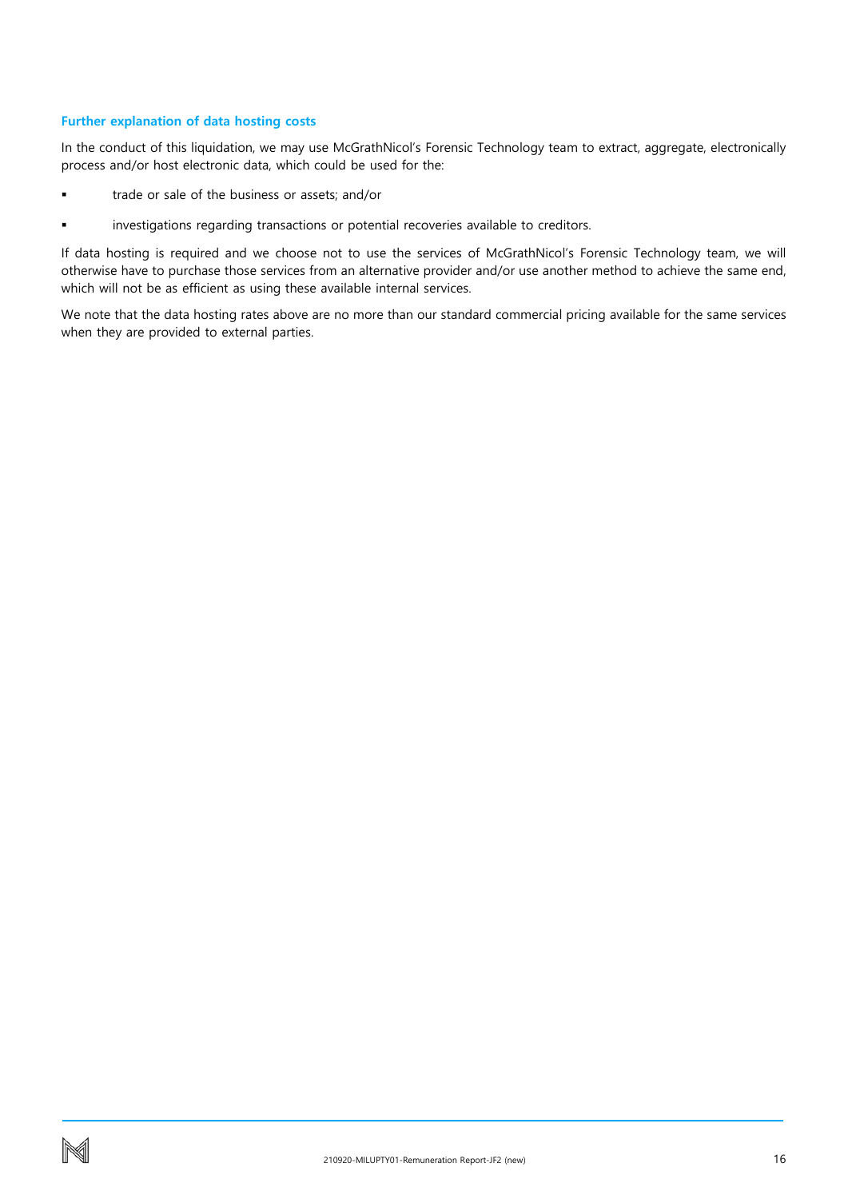### Further explanation of data hosting costs

In the conduct of this liquidation, we may use McGrathNicol's Forensic Technology team to extract, aggregate, electronically process and/or host electronic data, which could be used for the:

- trade or sale of the business or assets; and/or
- investigations regarding transactions or potential recoveries available to creditors.

If data hosting is required and we choose not to use the services of McGrathNicol's Forensic Technology team, we will otherwise have to purchase those services from an alternative provider and/or use another method to achieve the same end, which will not be as efficient as using these available internal services.

We note that the data hosting rates above are no more than our standard commercial pricing available for the same services when they are provided to external parties.